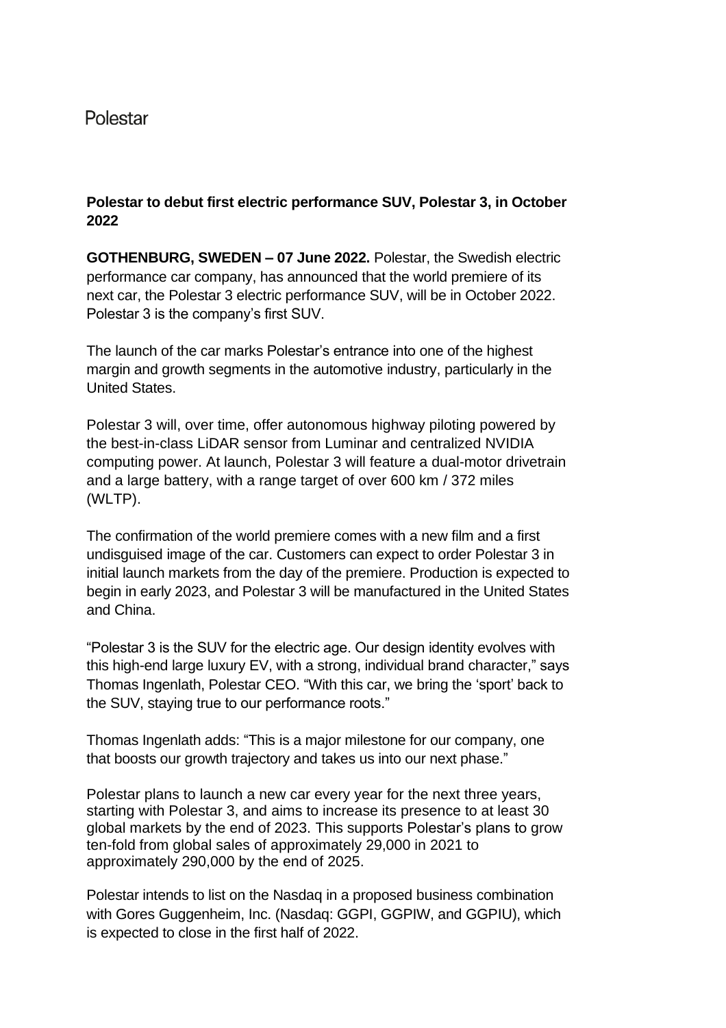Polestar

**Polestar to debut first electric performance SUV, Polestar 3, in October 2022**

**GOTHENBURG, SWEDEN – 07 June 2022.** Polestar, the Swedish electric performance car company, has announced that the world premiere of its next car, the Polestar 3 electric performance SUV, will be in October 2022. Polestar 3 is the company's first SUV.

The launch of the car marks Polestar's entrance into one of the highest margin and growth segments in the automotive industry, particularly in the United States.

Polestar 3 will, over time, offer autonomous highway piloting powered by the best-in-class LiDAR sensor from Luminar and centralized NVIDIA computing power. At launch, Polestar 3 will feature a dual-motor drivetrain and a large battery, with a range target of over 600 km / 372 miles (WLTP).

The confirmation of the world premiere comes with a new film and a first undisguised image of the car. Customers can expect to order Polestar 3 in initial launch markets from the day of the premiere. Production is expected to begin in early 2023, and Polestar 3 will be manufactured in the United States and China.

"Polestar 3 is the SUV for the electric age. Our design identity evolves with this high-end large luxury EV, with a strong, individual brand character," says Thomas Ingenlath, Polestar CEO. "With this car, we bring the 'sport' back to the SUV, staying true to our performance roots."

Thomas Ingenlath adds: "This is a major milestone for our company, one that boosts our growth trajectory and takes us into our next phase."

Polestar plans to launch a new car every year for the next three years, starting with Polestar 3, and aims to increase its presence to at least 30 global markets by the end of 2023. This supports Polestar's plans to grow ten-fold from global sales of approximately 29,000 in 2021 to approximately 290,000 by the end of 2025.

Polestar intends to list on the Nasdaq in a proposed business combination with Gores Guggenheim, Inc. (Nasdaq: GGPI, GGPIW, and GGPIU), which is expected to close in the first half of 2022.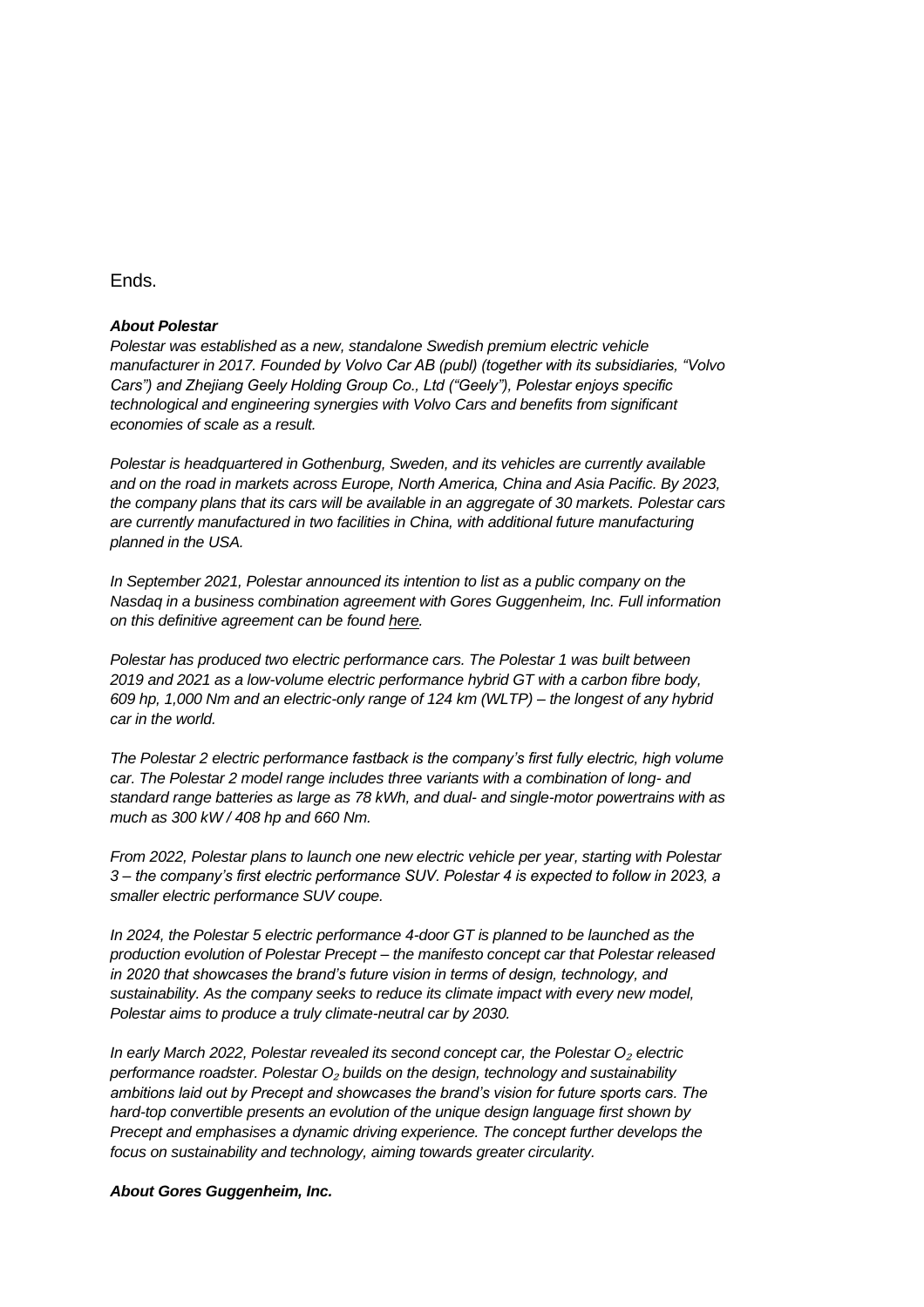Ends.

***About Polestar***

*Polestar was established as a new, standalone Swedish premium electric vehicle manufacturer in 2017. Founded by Volvo Car AB (publ) (together with its subsidiaries, "Volvo Cars") and Zhejiang Geely Holding Group Co., Ltd ("Geely"), Polestar enjoys specific technological and engineering synergies with Volvo Cars and benefits from significant economies of scale as a result.*

*Polestar is headquartered in Gothenburg, Sweden, and its vehicles are currently available and on the road in markets across Europe, North America, China and Asia Pacific. By 2023, the company plans that its cars will be available in an aggregate of 30 markets. Polestar cars are currently manufactured in two facilities in China, with additional future manufacturing planned in the USA.*

*In September 2021, Polestar announced its intention to list as a public company on the Nasdaq in a business combination agreement with Gores Guggenheim, Inc. Full information on this definitive agreement can be found here.*

*Polestar has produced two electric performance cars. The Polestar 1 was built between 2019 and 2021 as a low-volume electric performance hybrid GT with a carbon fibre body, 609 hp, 1,000 Nm and an electric-only range of 124 km (WLTP) – the longest of any hybrid car in the world.*

*The Polestar 2 electric performance fastback is the company's first fully electric, high volume car. The Polestar 2 model range includes three variants with a combination of long- and standard range batteries as large as 78 kWh, and dual- and single-motor powertrains with as much as 300 kW / 408 hp and 660 Nm.*

*From 2022, Polestar plans to launch one new electric vehicle per year, starting with Polestar 3 – the company's first electric performance SUV. Polestar 4 is expected to follow in 2023, a smaller electric performance SUV coupe.*

*In 2024, the Polestar 5 electric performance 4-door GT is planned to be launched as the production evolution of Polestar Precept – the manifesto concept car that Polestar released in 2020 that showcases the brand's future vision in terms of design, technology, and sustainability. As the company seeks to reduce its climate impact with every new model, Polestar aims to produce a truly climate-neutral car by 2030.*

*In early March 2022, Polestar revealed its second concept car, the Polestar $O_2$ electric performance roadster. Polestar $O_2$ builds on the design, technology and sustainability ambitions laid out by Precept and showcases the brand's vision for future sports cars. The hard-top convertible presents an evolution of the unique design language first shown by Precept and emphasises a dynamic driving experience. The concept further develops the focus on sustainability and technology, aiming towards greater circularity.*

***About Gores Guggenheim, Inc.***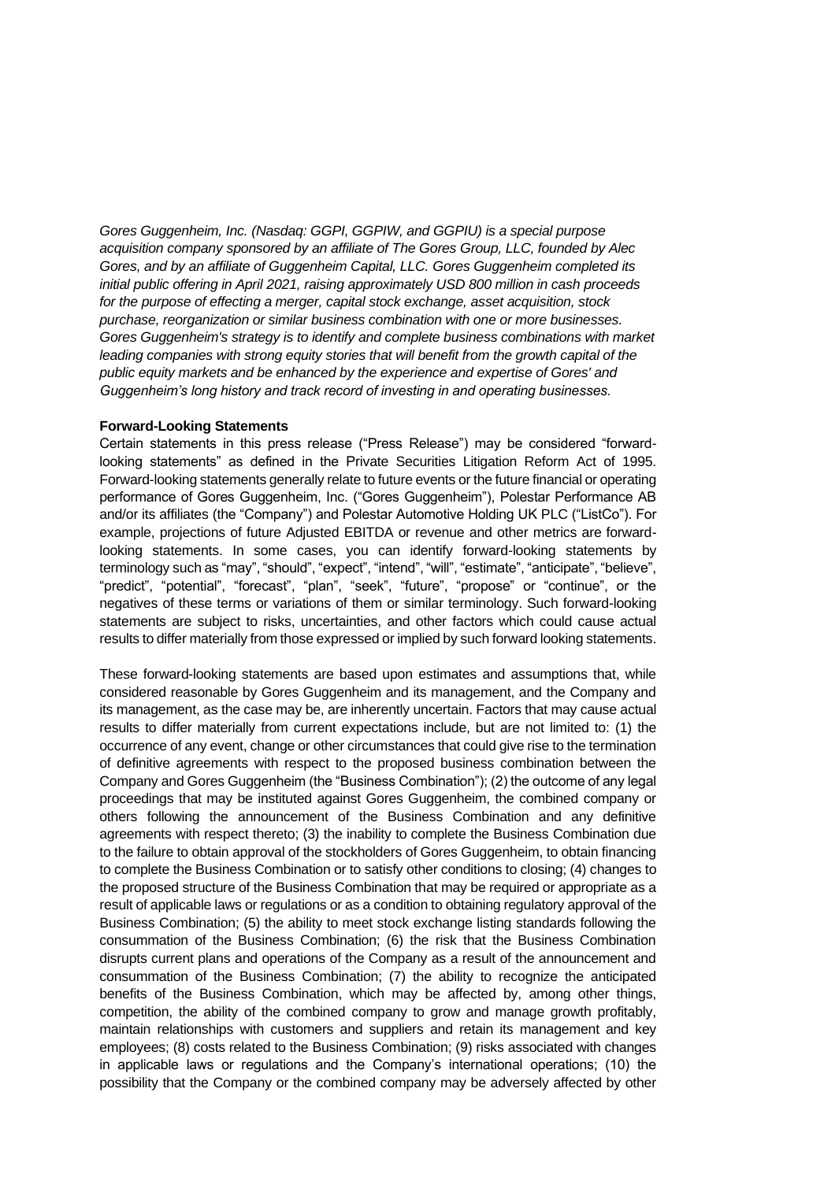*Gores Guggenheim, Inc. (Nasdaq: GGPI, GGPIW, and GGPIU) is a special purpose acquisition company sponsored by an affiliate of The Gores Group, LLC, founded by Alec Gores, and by an affiliate of Guggenheim Capital, LLC. Gores Guggenheim completed its initial public offering in April 2021, raising approximately USD 800 million in cash proceeds for the purpose of effecting a merger, capital stock exchange, asset acquisition, stock purchase, reorganization or similar business combination with one or more businesses. Gores Guggenheim's strategy is to identify and complete business combinations with market leading companies with strong equity stories that will benefit from the growth capital of the public equity markets and be enhanced by the experience and expertise of Gores' and Guggenheim's long history and track record of investing in and operating businesses.*

**Forward-Looking Statements**

Certain statements in this press release ("Press Release") may be considered "forward-looking statements" as defined in the Private Securities Litigation Reform Act of 1995. Forward-looking statements generally relate to future events or the future financial or operating performance of Gores Guggenheim, Inc. ("Gores Guggenheim"), Polestar Performance AB and/or its affiliates (the "Company") and Polestar Automotive Holding UK PLC ("ListCo"). For example, projections of future Adjusted EBITDA or revenue and other metrics are forward-looking statements. In some cases, you can identify forward-looking statements by terminology such as "may", "should", "expect", "intend", "will", "estimate", "anticipate", "believe", "predict", "potential", "forecast", "plan", "seek", "future", "propose" or "continue", or the negatives of these terms or variations of them or similar terminology. Such forward-looking statements are subject to risks, uncertainties, and other factors which could cause actual results to differ materially from those expressed or implied by such forward looking statements.

These forward-looking statements are based upon estimates and assumptions that, while considered reasonable by Gores Guggenheim and its management, and the Company and its management, as the case may be, are inherently uncertain. Factors that may cause actual results to differ materially from current expectations include, but are not limited to: (1) the occurrence of any event, change or other circumstances that could give rise to the termination of definitive agreements with respect to the proposed business combination between the Company and Gores Guggenheim (the "Business Combination"); (2) the outcome of any legal proceedings that may be instituted against Gores Guggenheim, the combined company or others following the announcement of the Business Combination and any definitive agreements with respect thereto; (3) the inability to complete the Business Combination due to the failure to obtain approval of the stockholders of Gores Guggenheim, to obtain financing to complete the Business Combination or to satisfy other conditions to closing; (4) changes to the proposed structure of the Business Combination that may be required or appropriate as a result of applicable laws or regulations or as a condition to obtaining regulatory approval of the Business Combination; (5) the ability to meet stock exchange listing standards following the consummation of the Business Combination; (6) the risk that the Business Combination disrupts current plans and operations of the Company as a result of the announcement and consummation of the Business Combination; (7) the ability to recognize the anticipated benefits of the Business Combination, which may be affected by, among other things, competition, the ability of the combined company to grow and manage growth profitably, maintain relationships with customers and suppliers and retain its management and key employees; (8) costs related to the Business Combination; (9) risks associated with changes in applicable laws or regulations and the Company's international operations; (10) the possibility that the Company or the combined company may be adversely affected by other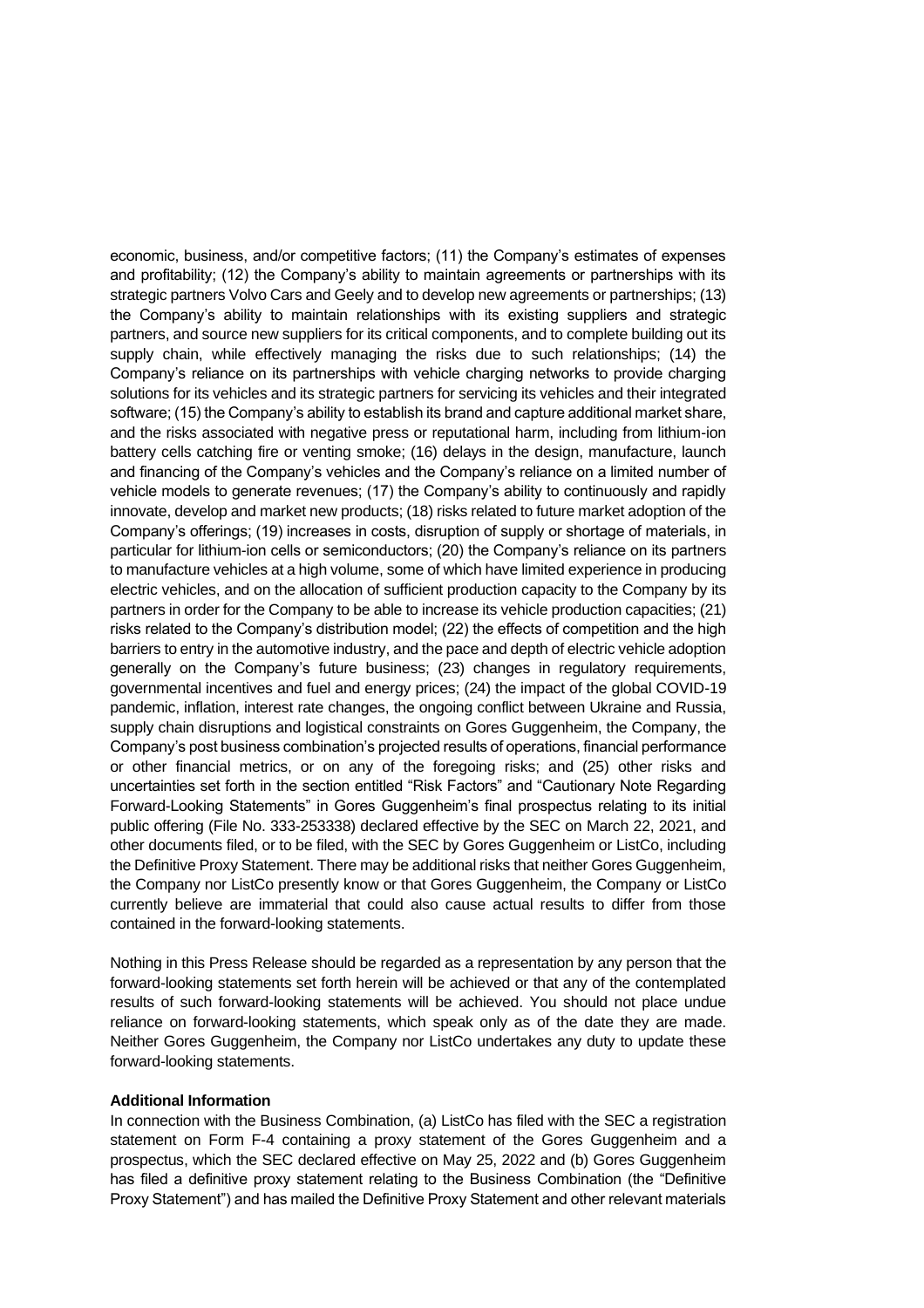economic, business, and/or competitive factors; (11) the Company's estimates of expenses and profitability; (12) the Company's ability to maintain agreements or partnerships with its strategic partners Volvo Cars and Geely and to develop new agreements or partnerships; (13) the Company's ability to maintain relationships with its existing suppliers and strategic partners, and source new suppliers for its critical components, and to complete building out its supply chain, while effectively managing the risks due to such relationships; (14) the Company's reliance on its partnerships with vehicle charging networks to provide charging solutions for its vehicles and its strategic partners for servicing its vehicles and their integrated software; (15) the Company's ability to establish its brand and capture additional market share, and the risks associated with negative press or reputational harm, including from lithium-ion battery cells catching fire or venting smoke; (16) delays in the design, manufacture, launch and financing of the Company's vehicles and the Company's reliance on a limited number of vehicle models to generate revenues; (17) the Company's ability to continuously and rapidly innovate, develop and market new products; (18) risks related to future market adoption of the Company's offerings; (19) increases in costs, disruption of supply or shortage of materials, in particular for lithium-ion cells or semiconductors; (20) the Company's reliance on its partners to manufacture vehicles at a high volume, some of which have limited experience in producing electric vehicles, and on the allocation of sufficient production capacity to the Company by its partners in order for the Company to be able to increase its vehicle production capacities; (21) risks related to the Company's distribution model; (22) the effects of competition and the high barriers to entry in the automotive industry, and the pace and depth of electric vehicle adoption generally on the Company's future business; (23) changes in regulatory requirements, governmental incentives and fuel and energy prices; (24) the impact of the global COVID-19 pandemic, inflation, interest rate changes, the ongoing conflict between Ukraine and Russia, supply chain disruptions and logistical constraints on Gores Guggenheim, the Company, the Company's post business combination's projected results of operations, financial performance or other financial metrics, or on any of the foregoing risks; and (25) other risks and uncertainties set forth in the section entitled "Risk Factors" and "Cautionary Note Regarding Forward-Looking Statements" in Gores Guggenheim's final prospectus relating to its initial public offering (File No. 333-253338) declared effective by the SEC on March 22, 2021, and other documents filed, or to be filed, with the SEC by Gores Guggenheim or ListCo, including the Definitive Proxy Statement. There may be additional risks that neither Gores Guggenheim, the Company nor ListCo presently know or that Gores Guggenheim, the Company or ListCo currently believe are immaterial that could also cause actual results to differ from those contained in the forward-looking statements.

Nothing in this Press Release should be regarded as a representation by any person that the forward-looking statements set forth herein will be achieved or that any of the contemplated results of such forward-looking statements will be achieved. You should not place undue reliance on forward-looking statements, which speak only as of the date they are made. Neither Gores Guggenheim, the Company nor ListCo undertakes any duty to update these forward-looking statements.

**Additional Information**

In connection with the Business Combination, (a) ListCo has filed with the SEC a registration statement on Form F-4 containing a proxy statement of the Gores Guggenheim and a prospectus, which the SEC declared effective on May 25, 2022 and (b) Gores Guggenheim has filed a definitive proxy statement relating to the Business Combination (the "Definitive Proxy Statement") and has mailed the Definitive Proxy Statement and other relevant materials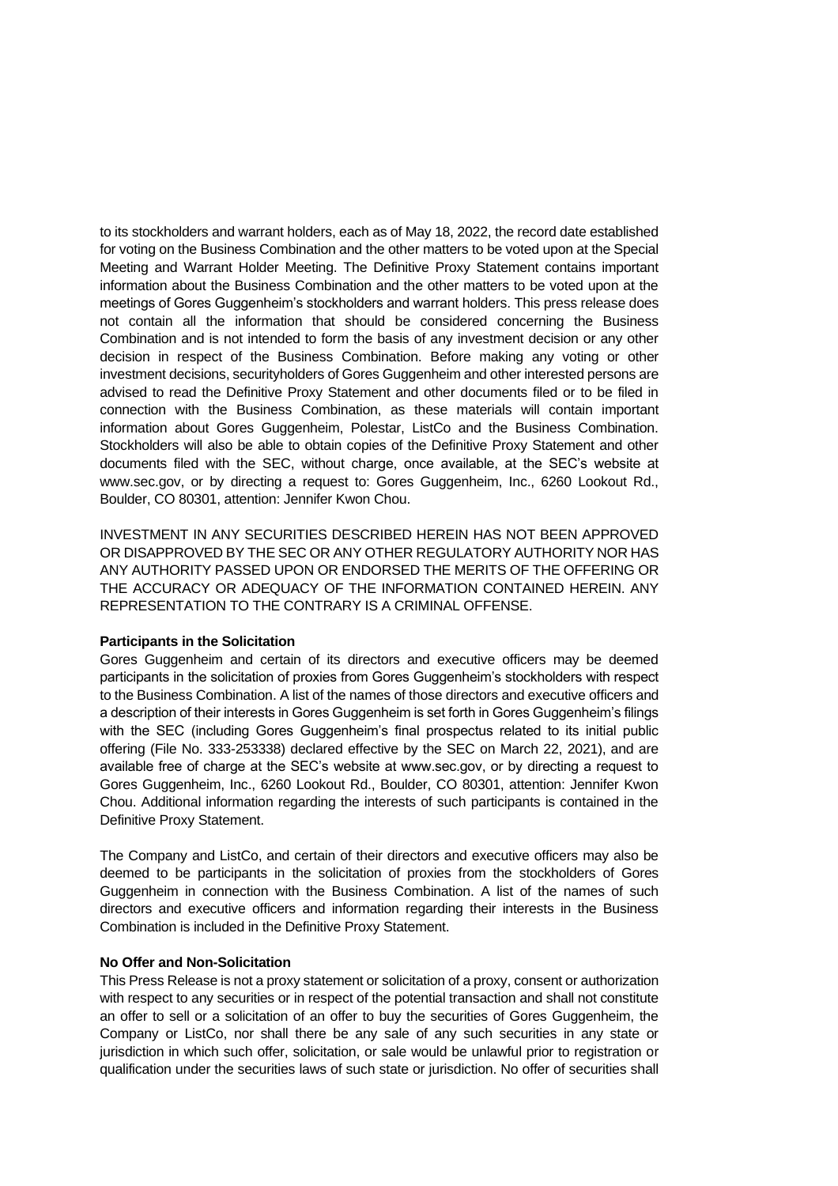to its stockholders and warrant holders, each as of May 18, 2022, the record date established for voting on the Business Combination and the other matters to be voted upon at the Special Meeting and Warrant Holder Meeting. The Definitive Proxy Statement contains important information about the Business Combination and the other matters to be voted upon at the meetings of Gores Guggenheim's stockholders and warrant holders. This press release does not contain all the information that should be considered concerning the Business Combination and is not intended to form the basis of any investment decision or any other decision in respect of the Business Combination. Before making any voting or other investment decisions, securityholders of Gores Guggenheim and other interested persons are advised to read the Definitive Proxy Statement and other documents filed or to be filed in connection with the Business Combination, as these materials will contain important information about Gores Guggenheim, Polestar, ListCo and the Business Combination. Stockholders will also be able to obtain copies of the Definitive Proxy Statement and other documents filed with the SEC, without charge, once available, at the SEC's website at www.sec.gov, or by directing a request to: Gores Guggenheim, Inc., 6260 Lookout Rd., Boulder, CO 80301, attention: Jennifer Kwon Chou.

INVESTMENT IN ANY SECURITIES DESCRIBED HEREIN HAS NOT BEEN APPROVED OR DISAPPROVED BY THE SEC OR ANY OTHER REGULATORY AUTHORITY NOR HAS ANY AUTHORITY PASSED UPON OR ENDORSED THE MERITS OF THE OFFERING OR THE ACCURACY OR ADEQUACY OF THE INFORMATION CONTAINED HEREIN. ANY REPRESENTATION TO THE CONTRARY IS A CRIMINAL OFFENSE.

**Participants in the Solicitation**

Gores Guggenheim and certain of its directors and executive officers may be deemed participants in the solicitation of proxies from Gores Guggenheim's stockholders with respect to the Business Combination. A list of the names of those directors and executive officers and a description of their interests in Gores Guggenheim is set forth in Gores Guggenheim's filings with the SEC (including Gores Guggenheim's final prospectus related to its initial public offering (File No. 333-253338) declared effective by the SEC on March 22, 2021), and are available free of charge at the SEC's website at www.sec.gov, or by directing a request to Gores Guggenheim, Inc., 6260 Lookout Rd., Boulder, CO 80301, attention: Jennifer Kwon Chou. Additional information regarding the interests of such participants is contained in the Definitive Proxy Statement.

The Company and ListCo, and certain of their directors and executive officers may also be deemed to be participants in the solicitation of proxies from the stockholders of Gores Guggenheim in connection with the Business Combination. A list of the names of such directors and executive officers and information regarding their interests in the Business Combination is included in the Definitive Proxy Statement.

**No Offer and Non-Solicitation**

This Press Release is not a proxy statement or solicitation of a proxy, consent or authorization with respect to any securities or in respect of the potential transaction and shall not constitute an offer to sell or a solicitation of an offer to buy the securities of Gores Guggenheim, the Company or ListCo, nor shall there be any sale of any such securities in any state or jurisdiction in which such offer, solicitation, or sale would be unlawful prior to registration or qualification under the securities laws of such state or jurisdiction. No offer of securities shall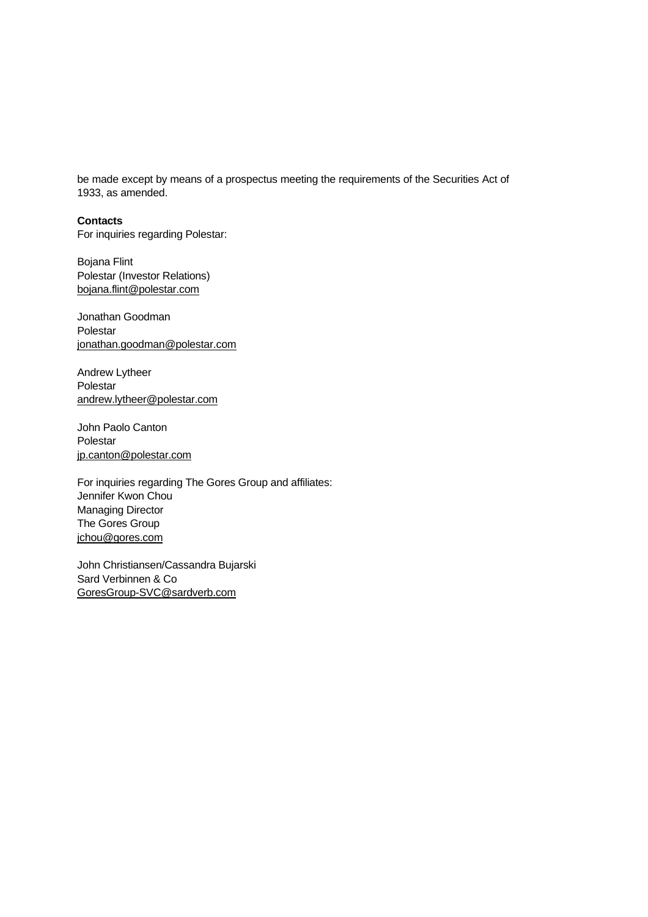be made except by means of a prospectus meeting the requirements of the Securities Act of 1933, as amended.

**Contacts**

For inquiries regarding Polestar:

Bojana Flint
Polestar (Investor Relations)
bojana.flint@polestar.com

Jonathan Goodman
Polestar
jonathan.goodman@polestar.com

Andrew Lytheer
Polestar
andrew.lytheer@polestar.com

John Paolo Canton
Polestar
jp.canton@polestar.com

For inquiries regarding The Gores Group and affiliates:
Jennifer Kwon Chou
Managing Director
The Gores Group
jchou@gores.com

John Christiansen/Cassandra Bujarski
Sard Verbinnen & Co
GoresGroup-SVC@sardverb.com